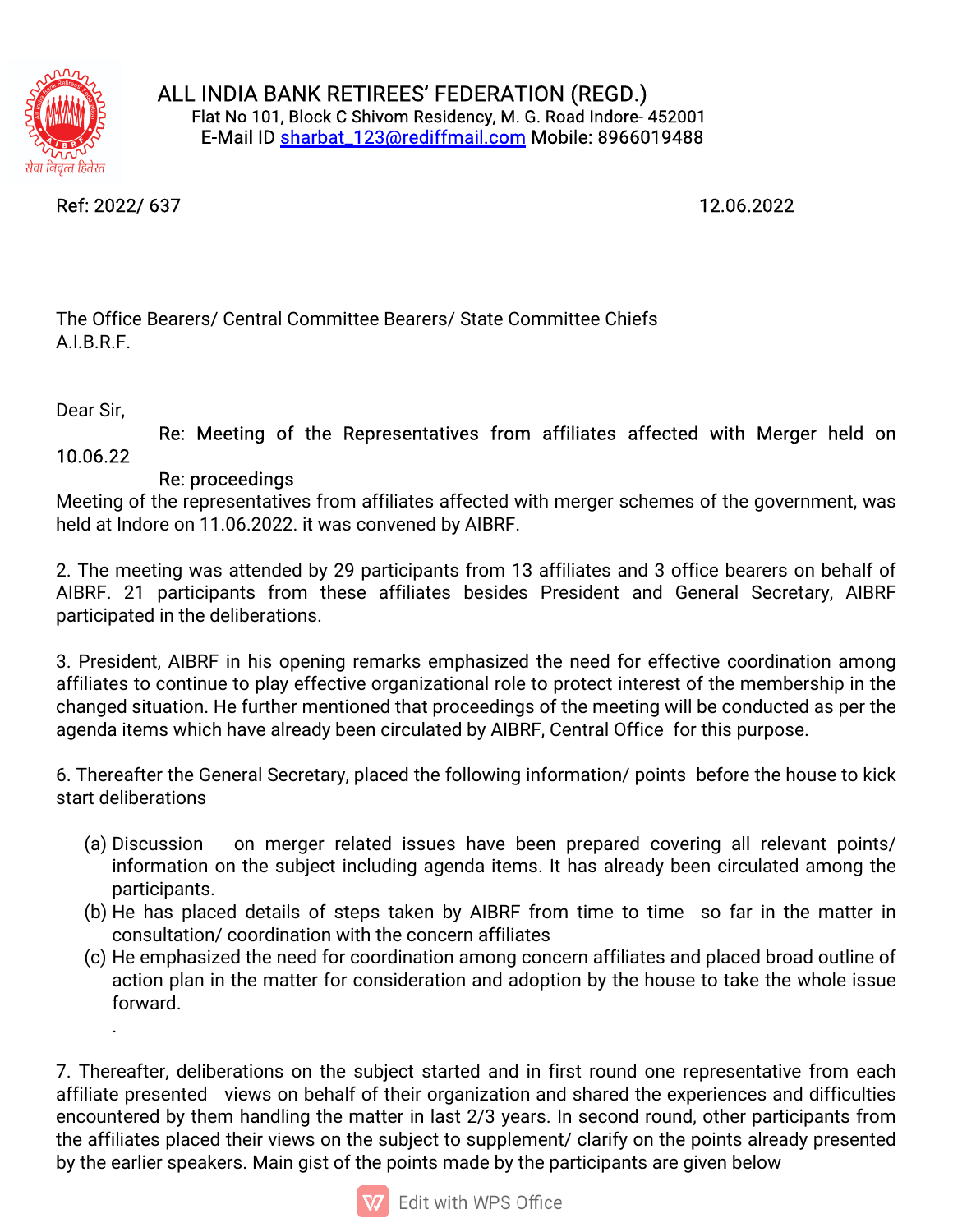# ALL INDIA BANK RETIREES' FEDERATION (REGD.)

Flat No 101, Block C Shivom Residency, M. G. Road Indore- 452001
E-Mail ID sharbat_123@rediffmail.com Mobile: 8966019488

Ref: 2022/ 637 12.06.2022

The Office Bearers/ Central Committee Bearers/ State Committee Chiefs
A.I.B.R.F.

Dear Sir,

Re: Meeting of the Representatives from affiliates affected with Merger held on 10.06.22

Re: proceedings

Meeting of the representatives from affiliates affected with merger schemes of the government, was held at Indore on 11.06.2022. it was convened by AIBRF.

2. The meeting was attended by 29 participants from 13 affiliates and 3 office bearers on behalf of AIBRF. 21 participants from these affiliates besides President and General Secretary, AIBRF participated in the deliberations.

3. President, AIBRF in his opening remarks emphasized the need for effective coordination among affiliates to continue to play effective organizational role to protect interest of the membership in the changed situation. He further mentioned that proceedings of the meeting will be conducted as per the agenda items which have already been circulated by AIBRF, Central Office for this purpose.

6. Thereafter the General Secretary, placed the following information/ points before the house to kick start deliberations

(a) Discussion on merger related issues have been prepared covering all relevant points/ information on the subject including agenda items. It has already been circulated among the participants.
(b) He has placed details of steps taken by AIBRF from time to time so far in the matter in consultation/ coordination with the concern affiliates
(c) He emphasized the need for coordination among concern affiliates and placed broad outline of action plan in the matter for consideration and adoption by the house to take the whole issue forward.

.

7. Thereafter, deliberations on the subject started and in first round one representative from each affiliate presented views on behalf of their organization and shared the experiences and difficulties encountered by them handling the matter in last 2/3 years. In second round, other participants from the affiliates placed their views on the subject to supplement/ clarify on the points already presented by the earlier speakers. Main gist of the points made by the participants are given below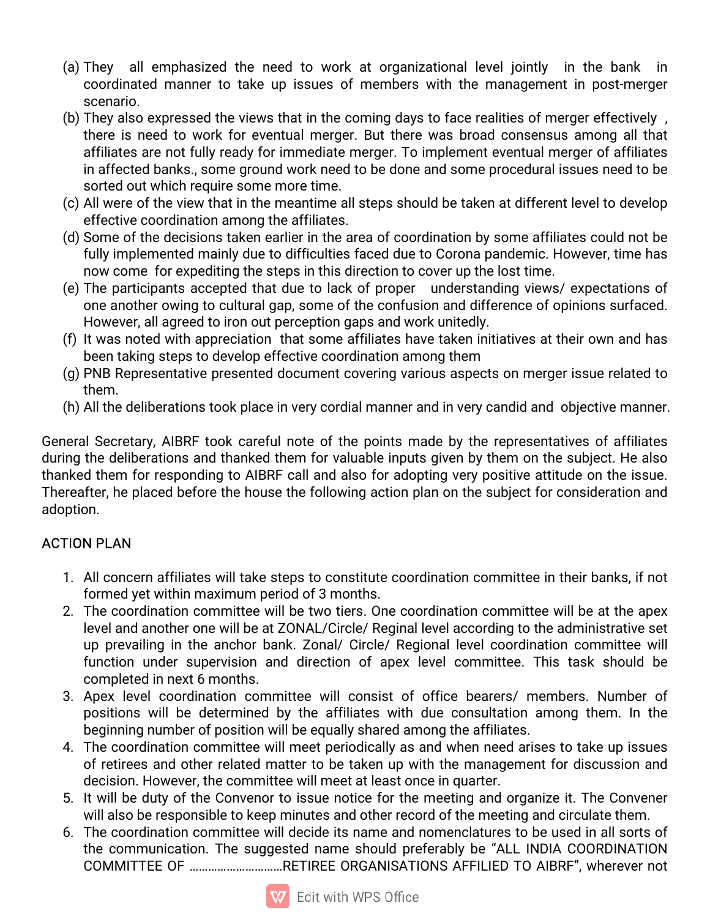(a) They all emphasized the need to work at organizational level jointly in the bank in coordinated manner to take up issues of members with the management in post-merger scenario.

(b) They also expressed the views that in the coming days to face realities of merger effectively , there is need to work for eventual merger. But there was broad consensus among all that affiliates are not fully ready for immediate merger. To implement eventual merger of affiliates in affected banks., some ground work need to be done and some procedural issues need to be sorted out which require some more time.

(c) All were of the view that in the meantime all steps should be taken at different level to develop effective coordination among the affiliates.

(d) Some of the decisions taken earlier in the area of coordination by some affiliates could not be fully implemented mainly due to difficulties faced due to Corona pandemic. However, time has now come for expediting the steps in this direction to cover up the lost time.

(e) The participants accepted that due to lack of proper understanding views/ expectations of one another owing to cultural gap, some of the confusion and difference of opinions surfaced. However, all agreed to iron out perception gaps and work unitedly.

(f) It was noted with appreciation that some affiliates have taken initiatives at their own and has been taking steps to develop effective coordination among them

(g) PNB Representative presented document covering various aspects on merger issue related to them.

(h) All the deliberations took place in very cordial manner and in very candid and objective manner.

General Secretary, AIBRF took careful note of the points made by the representatives of affiliates during the deliberations and thanked them for valuable inputs given by them on the subject. He also thanked them for responding to AIBRF call and also for adopting very positive attitude on the issue. Thereafter, he placed before the house the following action plan on the subject for consideration and adoption.

ACTION PLAN

1. All concern affiliates will take steps to constitute coordination committee in their banks, if not formed yet within maximum period of 3 months.
2. The coordination committee will be two tiers. One coordination committee will be at the apex level and another one will be at ZONAL/Circle/ Reginal level according to the administrative set up prevailing in the anchor bank. Zonal/ Circle/ Regional level coordination committee will function under supervision and direction of apex level committee. This task should be completed in next 6 months.
3. Apex level coordination committee will consist of office bearers/ members. Number of positions will be determined by the affiliates with due consultation among them. In the beginning number of position will be equally shared among the affiliates.
4. The coordination committee will meet periodically as and when need arises to take up issues of retirees and other related matter to be taken up with the management for discussion and decision. However, the committee will meet at least once in quarter.
5. It will be duty of the Convenor to issue notice for the meeting and organize it. The Convener will also be responsible to keep minutes and other record of the meeting and circulate them.
6. The coordination committee will decide its name and nomenclatures to be used in all sorts of the communication. The suggested name should preferably be “ALL INDIA COORDINATION COMMITTEE OF ………………………RETIREE ORGANISATIONS AFFILIED TO AIBRF”, wherever not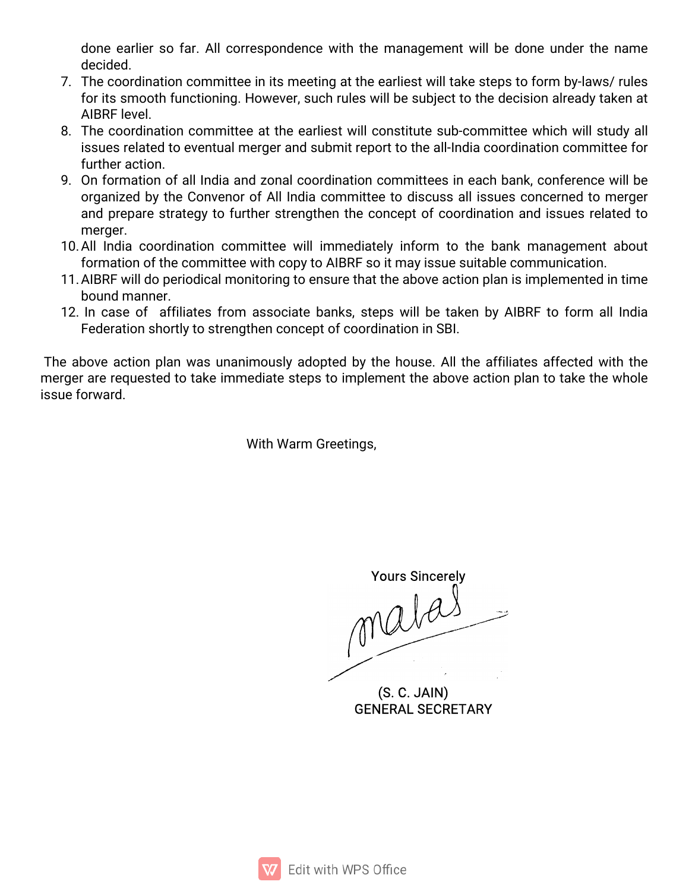done earlier so far. All correspondence with the management will be done under the name decided.

7. The coordination committee in its meeting at the earliest will take steps to form by-laws/ rules for its smooth functioning. However, such rules will be subject to the decision already taken at AIBRF level.
8. The coordination committee at the earliest will constitute sub-committee which will study all issues related to eventual merger and submit report to the all-India coordination committee for further action.
9. On formation of all India and zonal coordination committees in each bank, conference will be organized by the Convenor of All India committee to discuss all issues concerned to merger and prepare strategy to further strengthen the concept of coordination and issues related to merger.
10. All India coordination committee will immediately inform to the bank management about formation of the committee with copy to AIBRF so it may issue suitable communication.
11. AIBRF will do periodical monitoring to ensure that the above action plan is implemented in time bound manner.
12. In case of affiliates from associate banks, steps will be taken by AIBRF to form all India Federation shortly to strengthen concept of coordination in SBI.

The above action plan was unanimously adopted by the house. All the affiliates affected with the merger are requested to take immediate steps to implement the above action plan to take the whole issue forward.

With Warm Greetings,

Yours Sincerely

(S. C. JAIN)
GENERAL SECRETARY